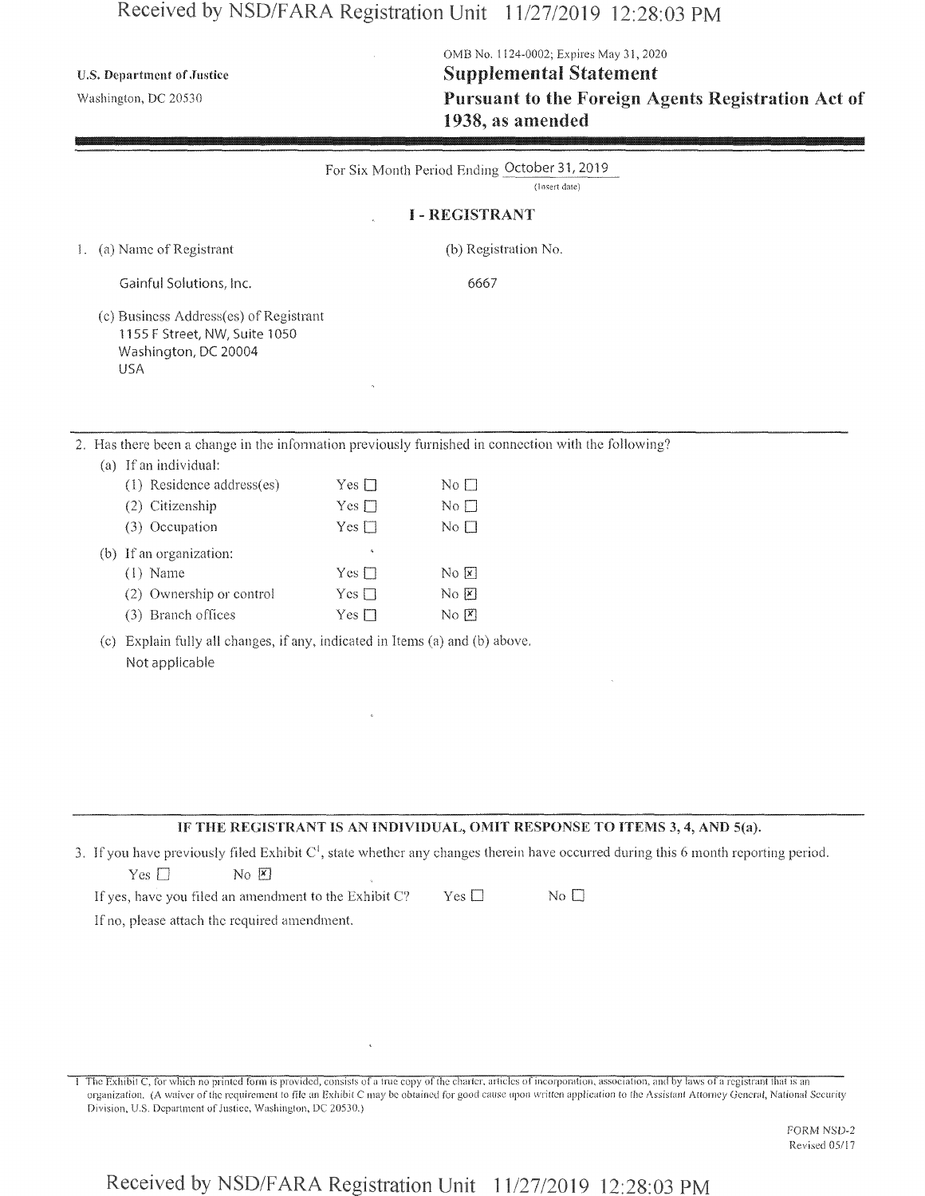U.S. Department of Justice
Washington, DC 20530

OMB No. 1124-0002; Expires May 31, 2020

# Supplemental Statement
# Pursuant to the Foreign Agents Registration Act of 1938, as amended

For Six Month Period Ending October 31, 2019
(Insert date)

## I - REGISTRANT

1. (a) Name of Registrant

   Gainful Solutions, Inc.

   (b) Registration No.

   6667

   (c) Business Address(es) of Registrant
   1155 F Street, NW, Suite 1050
   Washington, DC 20004
   USA

2. Has there been a change in the information previously furnished in connection with the following?

   (a) If an individual:

   | | | |
   |---|---|---|
   | (1) Residence address(es) | Yes ☐ | No ☐ |
   | (2) Citizenship | Yes ☐ | No ☐ |
   | (3) Occupation | Yes ☐ | No ☐ |

   (b) If an organization:

   | | | |
   |---|---|---|
   | (1) Name | Yes ☐ | No ☒ |
   | (2) Ownership or control | Yes ☐ | No ☒ |
   | (3) Branch offices | Yes ☐ | No ☒ |

   (c) Explain fully all changes, if any, indicated in Items (a) and (b) above.
   Not applicable

**IF THE REGISTRANT IS AN INDIVIDUAL, OMIT RESPONSE TO ITEMS 3, 4, AND 5(a).**

3. If you have previously filed Exhibit C[1], state whether any changes therein have occurred during this 6 month reporting period.

   Yes ☐ No ☒

   If yes, have you filed an amendment to the Exhibit C? Yes ☐ No ☐

   If no, please attach the required amendment.

1 The Exhibit C, for which no printed form is provided, consists of a true copy of the charter, articles of incorporation, association, and by laws of a registrant that is an organization. (A waiver of the requirement to file an Exhibit C may be obtained for good cause upon written application to the Assistant Attorney General, National Security Division, U.S. Department of Justice, Washington, DC 20530.)

FORM NSD-2
Revised 05/17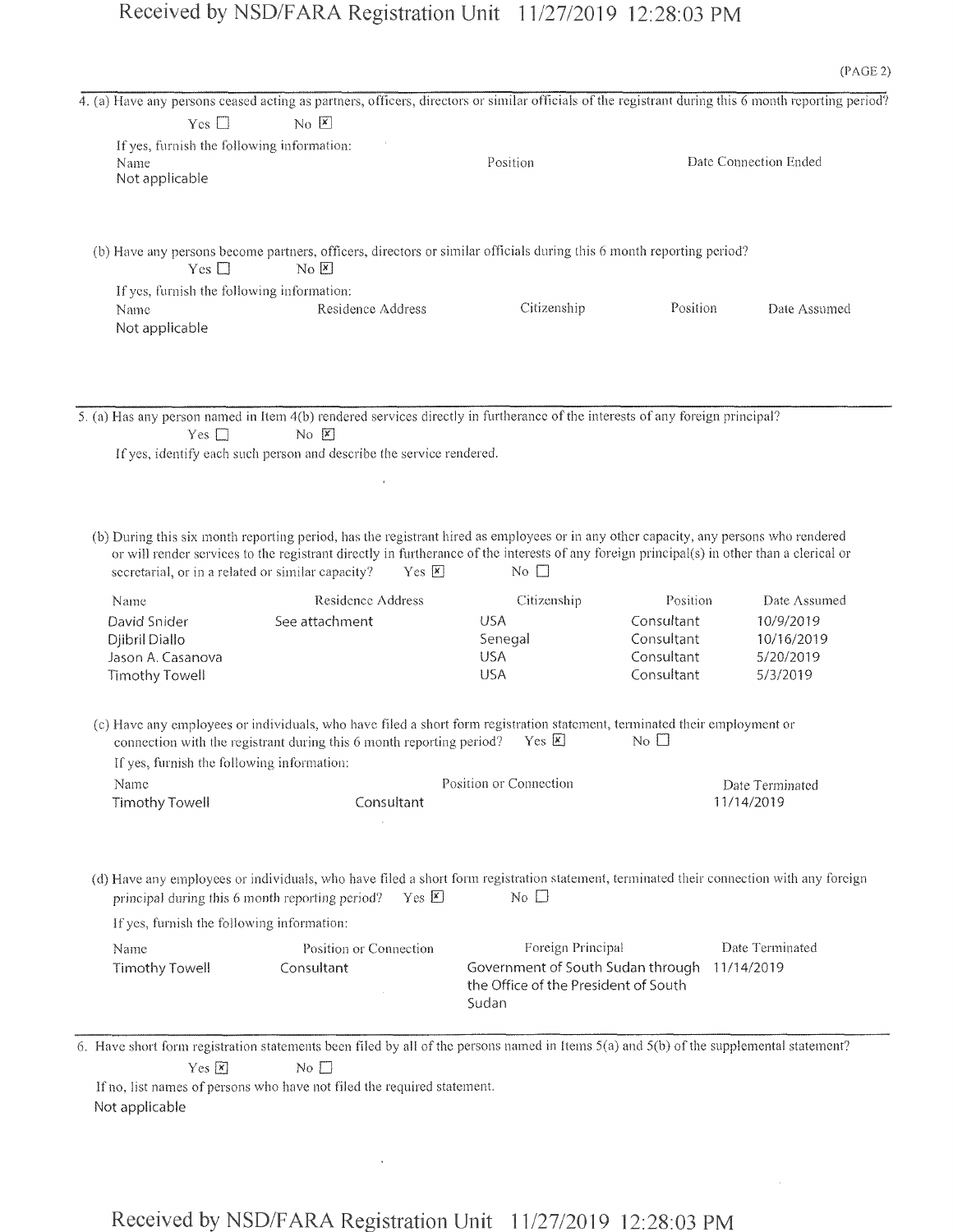(PAGE 2)

4. (a) Have any persons ceased acting as partners, officers, directors or similar officials of the registrant during this 6 month reporting period?

Yes ☐ No ☒

If yes, furnish the following information:

| Name | Position | Date Connection Ended |
|---|---|---|
| Not applicable | | |

(b) Have any persons become partners, officers, directors or similar officials during this 6 month reporting period?

Yes ☐ No ☒

If yes, furnish the following information:

| Name | Residence Address | Citizenship | Position | Date Assumed |
|---|---|---|---|---|
| Not applicable | | | | |

5. (a) Has any person named in Item 4(b) rendered services directly in furtherance of the interests of any foreign principal?

Yes ☐ No ☒

If yes, identify each such person and describe the service rendered.

(b) During this six month reporting period, has the registrant hired as employees or in any other capacity, any persons who rendered or will render services to the registrant directly in furtherance of the interests of any foreign principal(s) in other than a clerical or secretarial, or in a related or similar capacity? Yes ☒ No ☐

| Name | Residence Address | Citizenship | Position | Date Assumed |
|---|---|---|---|---|
| David Snider | See attachment | USA | Consultant | 10/9/2019 |
| Djibril Diallo | | Senegal | Consultant | 10/16/2019 |
| Jason A. Casanova | | USA | Consultant | 5/20/2019 |
| Timothy Towell | | USA | Consultant | 5/3/2019 |

(c) Have any employees or individuals, who have filed a short form registration statement, terminated their employment or connection with the registrant during this 6 month reporting period? Yes ☒ No ☐

If yes, furnish the following information:

| Name | Position or Connection | Date Terminated |
|---|---|---|
| Timothy Towell | Consultant | 11/14/2019 |

(d) Have any employees or individuals, who have filed a short form registration statement, terminated their connection with any foreign principal during this 6 month reporting period? Yes ☒ No ☐

If yes, furnish the following information:

| Name | Position or Connection | Foreign Principal | Date Terminated |
|---|---|---|---|
| Timothy Towell | Consultant | Government of South Sudan through the Office of the President of South Sudan | 11/14/2019 |

6. Have short form registration statements been filed by all of the persons named in Items 5(a) and 5(b) of the supplemental statement?

Yes ☒ No ☐

If no, list names of persons who have not filed the required statement.

Not applicable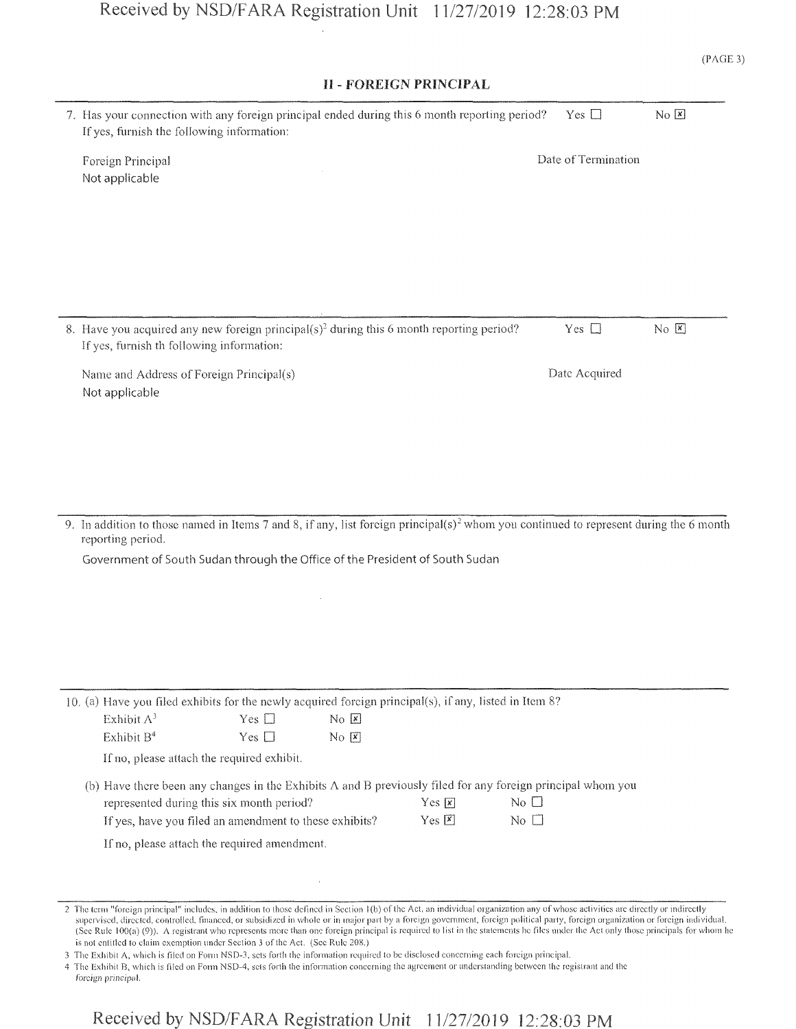## II - FOREIGN PRINCIPAL

7. Has your connection with any foreign principal ended during this 6 month reporting period? Yes ☐ No ☒
If yes, furnish the following information:

| Foreign Principal | Date of Termination |
| --- | --- |
| Not applicable | |

8. Have you acquired any new foreign principal(s)[2] during this 6 month reporting period? Yes ☐ No ☒
If yes, furnish th following information:

| Name and Address of Foreign Principal(s) | Date Acquired |
| --- | --- |
| Not applicable | |

9. In addition to those named in Items 7 and 8, if any, list foreign principal(s)[2] whom you continued to represent during the 6 month reporting period.

Government of South Sudan through the Office of the President of South Sudan

10. (a) Have you filed exhibits for the newly acquired foreign principal(s), if any, listed in Item 8?

Exhibit A[3] Yes ☐ No ☒

Exhibit B[4] Yes ☐ No ☒

If no, please attach the required exhibit.

(b) Have there been any changes in the Exhibits A and B previously filed for any foreign principal whom you represented during this six month period? Yes ☒ No ☐

If yes, have you filed an amendment to these exhibits? Yes ☒ No ☐

If no, please attach the required amendment.

---

2 The term "foreign principal" includes, in addition to those defined in Section 1(b) of the Act, an individual organization any of whose activities are directly or indirectly supervised, directed, controlled, financed, or subsidized in whole or in major part by a foreign government, foreign political party, foreign organization or foreign individual. (See Rule 100(a) (9)). A registrant who represents more than one foreign principal is required to list in the statements he files under the Act only those principals for whom he is not entitled to claim exemption under Section 3 of the Act. (See Rule 208.)

3 The Exhibit A, which is filed on Form NSD-3, sets forth the information required to be disclosed concerning each foreign principal.

4 The Exhibit B, which is filed on Form NSD-4, sets forth the information concerning the agreement or understanding between the registrant and the foreign principal.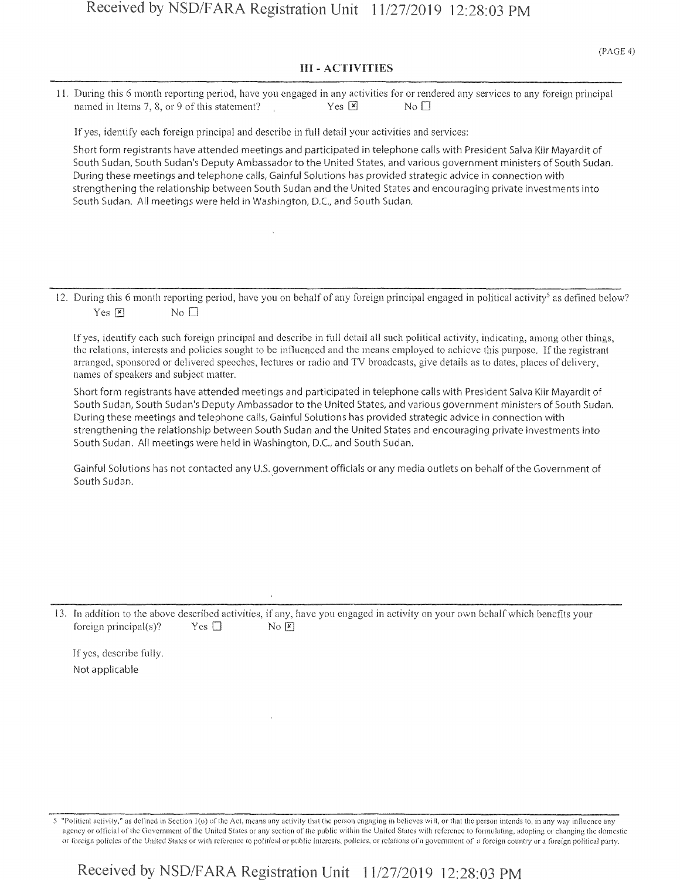## III - ACTIVITIES

11. During this 6 month reporting period, have you engaged in any activities for or rendered any services to any foreign principal named in Items 7, 8, or 9 of this statement? Yes ☒ No ☐

If yes, identify each foreign principal and describe in full detail your activities and services:

Short form registrants have attended meetings and participated in telephone calls with President Salva Kiir Mayardit of South Sudan, South Sudan's Deputy Ambassador to the United States, and various government ministers of South Sudan. During these meetings and telephone calls, Gainful Solutions has provided strategic advice in connection with strengthening the relationship between South Sudan and the United States and encouraging private investments into South Sudan. All meetings were held in Washington, D.C., and South Sudan.

12. During this 6 month reporting period, have you on behalf of any foreign principal engaged in political activity[5] as defined below? Yes ☒ No ☐

If yes, identify each such foreign principal and describe in full detail all such political activity, indicating, among other things, the relations, interests and policies sought to be influenced and the means employed to achieve this purpose. If the registrant arranged, sponsored or delivered speeches, lectures or radio and TV broadcasts, give details as to dates, places of delivery, names of speakers and subject matter.

Short form registrants have attended meetings and participated in telephone calls with President Salva Kiir Mayardit of South Sudan, South Sudan's Deputy Ambassador to the United States, and various government ministers of South Sudan. During these meetings and telephone calls, Gainful Solutions has provided strategic advice in connection with strengthening the relationship between South Sudan and the United States and encouraging private investments into South Sudan. All meetings were held in Washington, D.C., and South Sudan.

Gainful Solutions has not contacted any U.S. government officials or any media outlets on behalf of the Government of South Sudan.

13. In addition to the above described activities, if any, have you engaged in activity on your own behalf which benefits your foreign principal(s)? Yes ☐ No ☒

If yes, describe fully.

Not applicable

---

5 "Political activity," as defined in Section 1(o) of the Act, means any activity that the person engaging in believes will, or that the person intends to, in any way influence any agency or official of the Government of the United States or any section of the public within the United States with reference to formulating, adopting or changing the domestic or foreign policies of the United States or with reference to political or public interests, policies, or relations of a government of a foreign country or a foreign political party.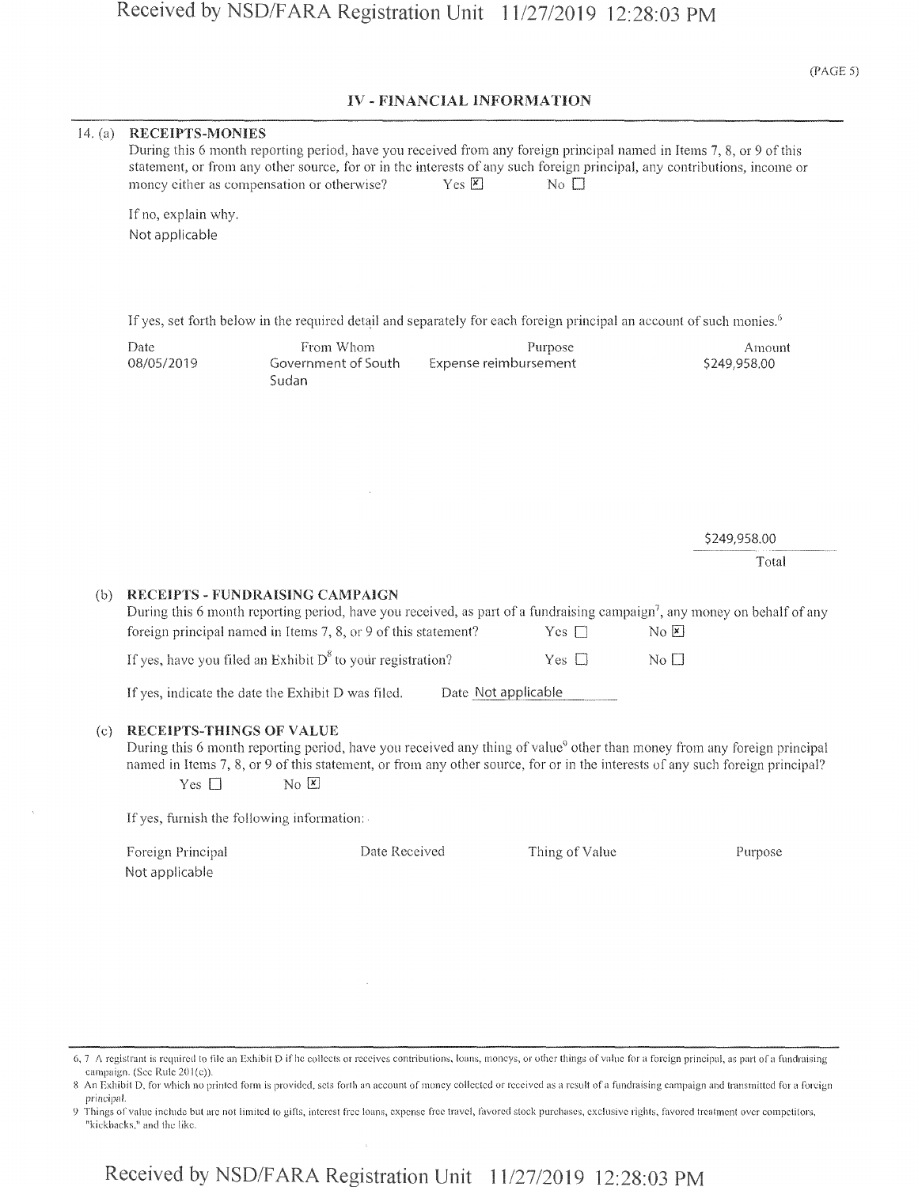## IV - FINANCIAL INFORMATION

14. (a) **RECEIPTS-MONIES**

During this 6 month reporting period, have you received from any foreign principal named in Items 7, 8, or 9 of this statement, or from any other source, for or in the interests of any such foreign principal, any contributions, income or money either as compensation or otherwise? Yes ☒ No ☐

If no, explain why.

Not applicable

If yes, set forth below in the required detail and separately for each foreign principal an account of such monies.[6]

| Date | From Whom | Purpose | Amount |
|---|---|---|---|
| 08/05/2019 | Government of South Sudan | Expense reimbursement | $249,958.00 |
| | | | $249,958.00 Total |

(b) **RECEIPTS - FUNDRAISING CAMPAIGN**

During this 6 month reporting period, have you received, as part of a fundraising campaign[7], any money on behalf of any foreign principal named in Items 7, 8, or 9 of this statement? Yes ☐ No ☒

If yes, have you filed an Exhibit D[8] to your registration? Yes ☐ No ☐

If yes, indicate the date the Exhibit D was filed. Date Not applicable

(c) **RECEIPTS-THINGS OF VALUE**

During this 6 month reporting period, have you received any thing of value[9] other than money from any foreign principal named in Items 7, 8, or 9 of this statement, or from any other source, for or in the interests of any such foreign principal?

Yes ☐ No ☒

If yes, furnish the following information:

| Foreign Principal | Date Received | Thing of Value | Purpose |
|---|---|---|---|
| Not applicable | | | |

---

6, 7 A registrant is required to file an Exhibit D if he collects or receives contributions, loans, moneys, or other things of value for a foreign principal, as part of a fundraising campaign. (See Rule 201(e)).

8 An Exhibit D, for which no printed form is provided, sets forth an account of money collected or received as a result of a fundraising campaign and transmitted for a foreign principal.

9 Things of value include but are not limited to gifts, interest free loans, expense free travel, favored stock purchases, exclusive rights, favored treatment over competitors, "kickbacks," and the like.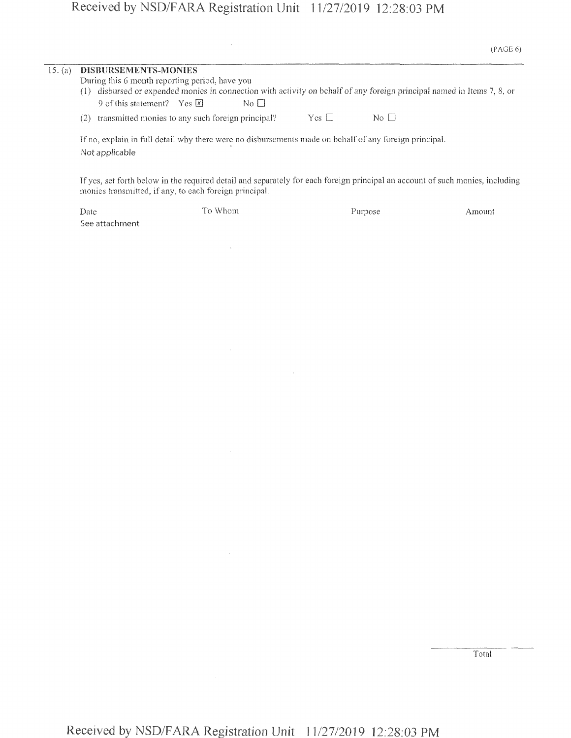15. (a) **DISBURSEMENTS-MONIES**

During this 6 month reporting period, have you

(1) disbursed or expended monies in connection with activity on behalf of any foreign principal named in Items 7, 8, or 9 of this statement? Yes ☒ No ☐

(2) transmitted monies to any such foreign principal? Yes ☐ No ☐

If no, explain in full detail why there were no disbursements made on behalf of any foreign principal.

Not applicable

If yes, set forth below in the required detail and separately for each foreign principal an account of such monies, including monies transmitted, if any, to each foreign principal.

| Date | To Whom | Purpose | Amount |
|---|---|---|---|
| See attachment | | | |

Total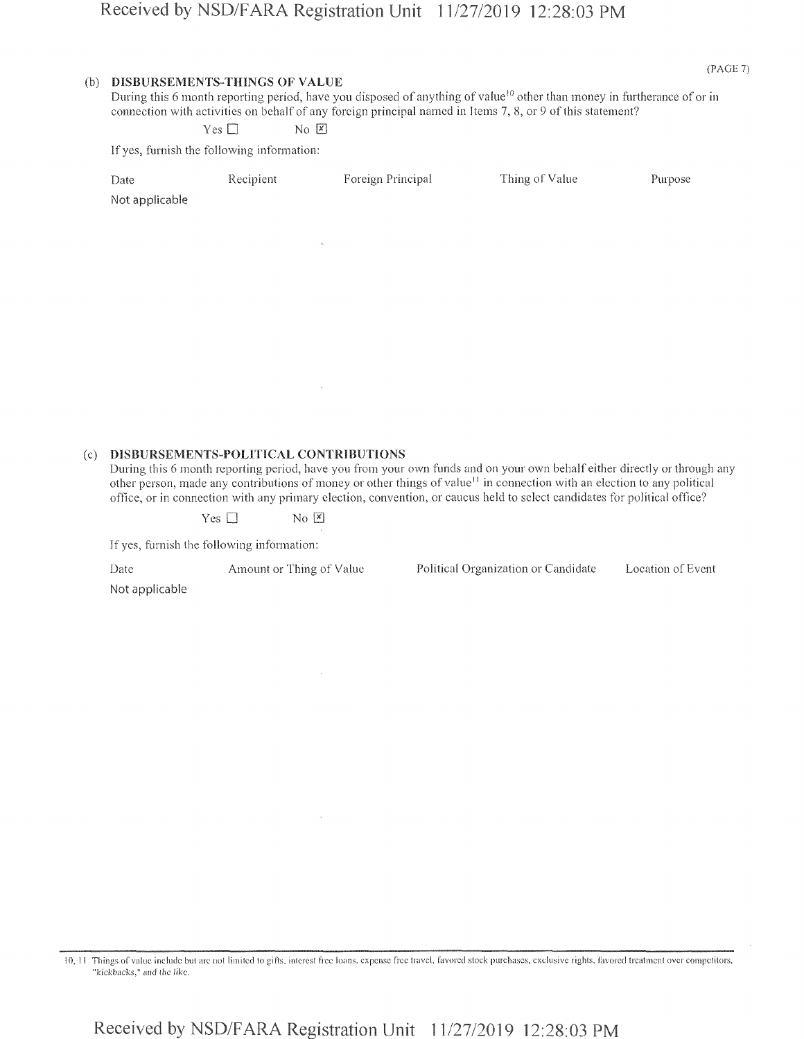(PAGE 7)

**(b) DISBURSEMENTS-THINGS OF VALUE**

During this 6 month reporting period, have you disposed of anything of value[10] other than money in furtherance of or in connection with activities on behalf of any foreign principal named in Items 7, 8, or 9 of this statement?

Yes ☐ No ☒

If yes, furnish the following information:

| Date | Recipient | Foreign Principal | Thing of Value | Purpose |
|---|---|---|---|---|
| Not applicable | | | | |

**(c) DISBURSEMENTS-POLITICAL CONTRIBUTIONS**

During this 6 month reporting period, have you from your own funds and on your own behalf either directly or through any other person, made any contributions of money or other things of value[11] in connection with an election to any political office, or in connection with any primary election, convention, or caucus held to select candidates for political office?

Yes ☐ No ☒

If yes, furnish the following information:

| Date | Amount or Thing of Value | Political Organization or Candidate | Location of Event |
|---|---|---|---|
| Not applicable | | | |

10, 11 Things of value include but are not limited to gifts, interest free loans, expense free travel, favored stock purchases, exclusive rights, favored treatment over competitors, "kickbacks," and the like.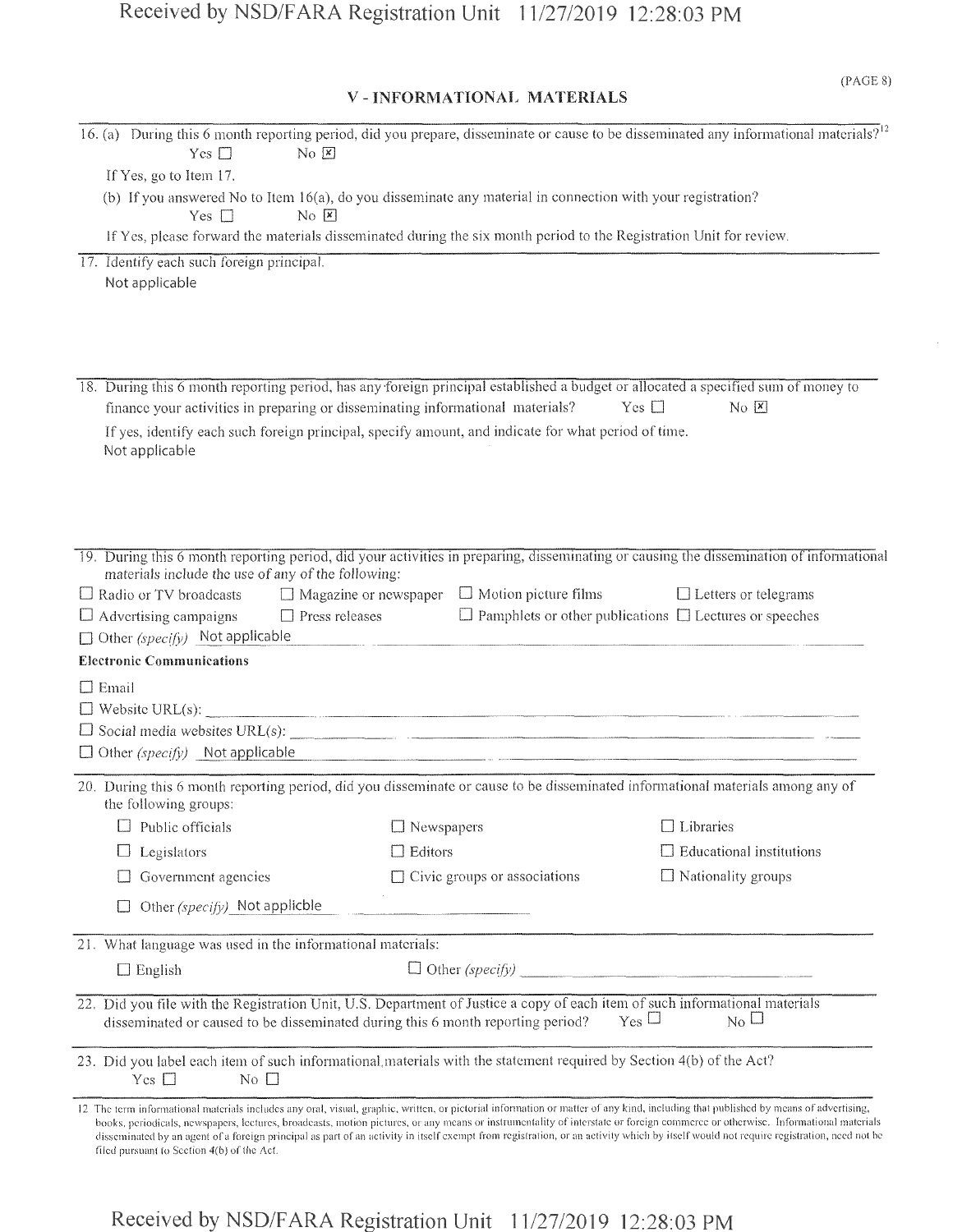## V - INFORMATIONAL MATERIALS

16. (a) During this 6 month reporting period, did you prepare, disseminate or cause to be disseminated any informational materials?[12]

Yes ☐ No ☒

If Yes, go to Item 17.

(b) If you answered No to Item 16(a), do you disseminate any material in connection with your registration?

Yes ☐ No ☒

If Yes, please forward the materials disseminated during the six month period to the Registration Unit for review.

17. Identify each such foreign principal.

Not applicable

18. During this 6 month reporting period, has any foreign principal established a budget or allocated a specified sum of money to finance your activities in preparing or disseminating informational materials? Yes ☐ No ☒

If yes, identify each such foreign principal, specify amount, and indicate for what period of time.

Not applicable

19. During this 6 month reporting period, did your activities in preparing, disseminating or causing the dissemination of informational materials include the use of any of the following:

☐ Radio or TV broadcasts ☐ Magazine or newspaper ☐ Motion picture films ☐ Letters or telegrams

☐ Advertising campaigns ☐ Press releases ☐ Pamphlets or other publications ☐ Lectures or speeches

☐ Other *(specify)* Not applicable

**Electronic Communications**

☐ Email

☐ Website URL(s): ______

☐ Social media websites URL(s): ______

☐ Other *(specify)* Not applicable

20. During this 6 month reporting period, did you disseminate or cause to be disseminated informational materials among any of the following groups:

☐ Public officials ☐ Newspapers ☐ Libraries

☐ Legislators ☐ Editors ☐ Educational institutions

☐ Government agencies ☐ Civic groups or associations ☐ Nationality groups

☐ Other *(specify)* Not applicble

21. What language was used in the informational materials:

☐ English ☐ Other *(specify)* ______

22. Did you file with the Registration Unit, U.S. Department of Justice a copy of each item of such informational materials disseminated or caused to be disseminated during this 6 month reporting period? Yes ☐ No ☐

23. Did you label each item of such informational materials with the statement required by Section 4(b) of the Act?

Yes ☐ No ☐

12 The term informational materials includes any oral, visual, graphic, written, or pictorial information or matter of any kind, including that published by means of advertising, books, periodicals, newspapers, lectures, broadcasts, motion pictures, or any means or instrumentality of interstate or foreign commerce or otherwise. Informational materials disseminated by an agent of a foreign principal as part of an activity in itself exempt from registration, or an activity which by itself would not require registration, need not be filed pursuant to Section 4(b) of the Act.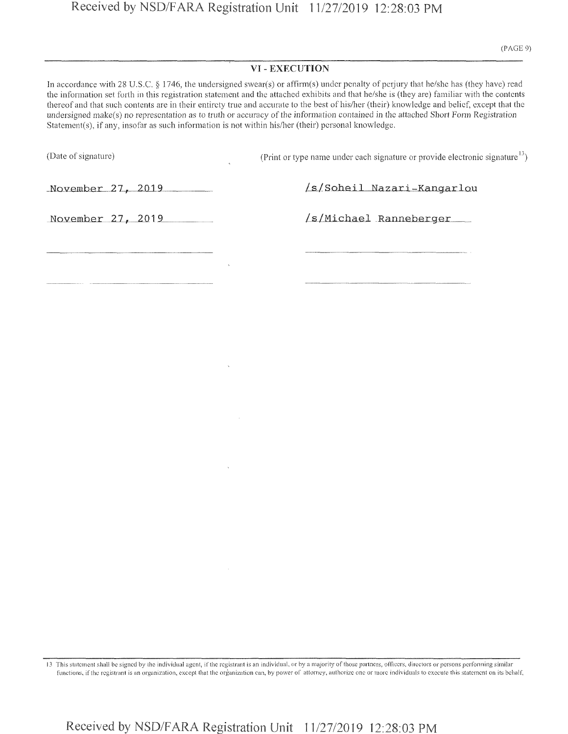## VI - EXECUTION

In accordance with 28 U.S.C. § 1746, the undersigned swear(s) or affirm(s) under penalty of perjury that he/she has (they have) read the information set forth in this registration statement and the attached exhibits and that he/she is (they are) familiar with the contents thereof and that such contents are in their entirety true and accurate to the best of his/her (their) knowledge and belief, except that the undersigned make(s) no representation as to truth or accuracy of the information contained in the attached Short Form Registration Statement(s), if any, insofar as such information is not within his/her (their) personal knowledge.

| (Date of signature) | (Print or type name under each signature or provide electronic signature[13]) |
| --- | --- |
| November 27, 2019 | /s/Soheil Nazari-Kangarlou |
| November 27, 2019 | /s/Michael Ranneberger |
| | |
| | |

13 This statement shall be signed by the individual agent, if the registrant is an individual, or by a majority of those partners, officers, directors or persons performing similar functions, if the registrant is an organization, except that the organization can, by power of attorney, authorize one or more individuals to execute this statement on its behalf.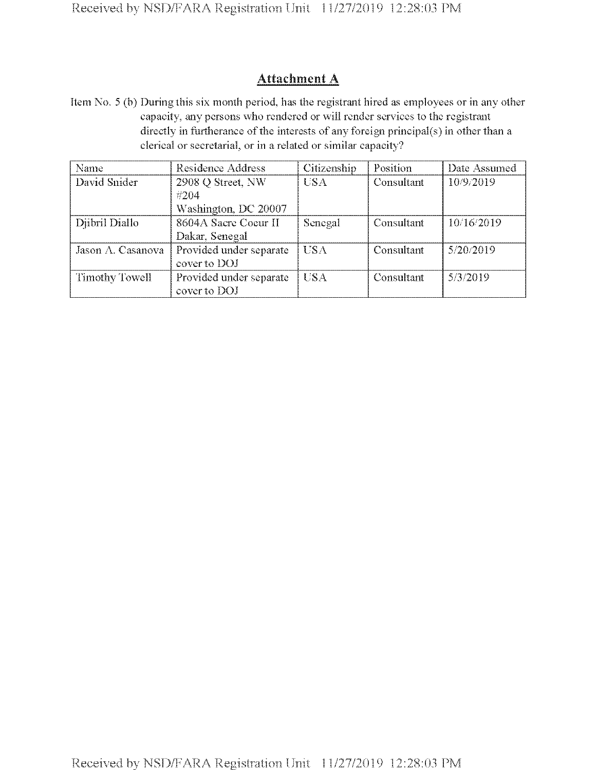## Attachment A

Item No. 5 (b) During this six month period, has the registrant hired as employees or in any other capacity, any persons who rendered or will render services to the registrant directly in furtherance of the interests of any foreign principal(s) in other than a clerical or secretarial, or in a related or similar capacity?

| Name | Residence Address | Citizenship | Position | Date Assumed |
|---|---|---|---|---|
| David Snider | 2908 Q Street, NW #204 Washington, DC 20007 | USA | Consultant | 10/9/2019 |
| Djibril Diallo | 8604A Sacre Coeur II Dakar, Senegal | Senegal | Consultant | 10/16/2019 |
| Jason A. Casanova | Provided under separate cover to DOJ | USA | Consultant | 5/20/2019 |
| Timothy Towell | Provided under separate cover to DOJ | USA | Consultant | 5/3/2019 |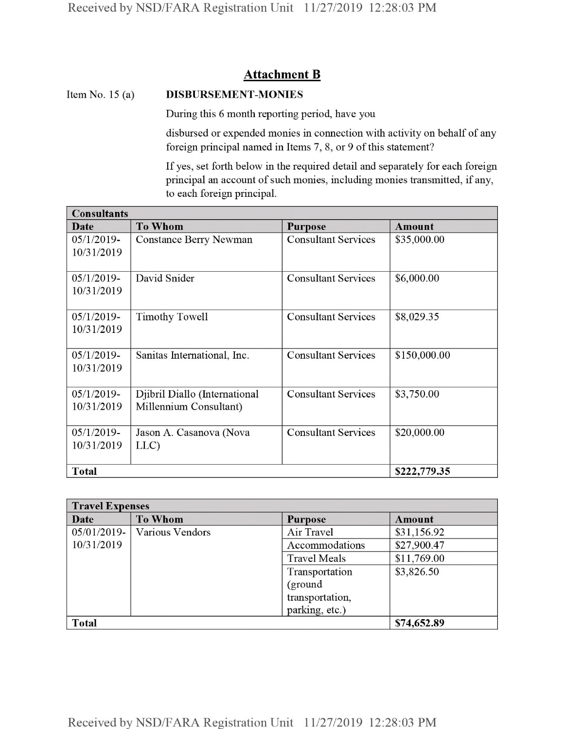## Attachment B

Item No. 15 (a) **DISBURSEMENT-MONIES**

During this 6 month reporting period, have you

disbursed or expended monies in connection with activity on behalf of any foreign principal named in Items 7, 8, or 9 of this statement?

If yes, set forth below in the required detail and separately for each foreign principal an account of such monies, including monies transmitted, if any, to each foreign principal.

| **Consultants** | | | |
|---|---|---|---|
| **Date** | **To Whom** | **Purpose** | **Amount** |
| 05/1/2019-10/31/2019 | Constance Berry Newman | Consultant Services | $35,000.00 |
| 05/1/2019-10/31/2019 | David Snider | Consultant Services | $6,000.00 |
| 05/1/2019-10/31/2019 | Timothy Towell | Consultant Services | $8,029.35 |
| 05/1/2019-10/31/2019 | Sanitas International, Inc. | Consultant Services | $150,000.00 |
| 05/1/2019-10/31/2019 | Djibril Diallo (International Millennium Consultant) | Consultant Services | $3,750.00 |
| 05/1/2019-10/31/2019 | Jason A. Casanova (Nova LLC) | Consultant Services | $20,000.00 |
| **Total** | | | **$222,779.35** |

| **Travel Expenses** | | | |
|---|---|---|---|
| **Date** | **To Whom** | **Purpose** | **Amount** |
| 05/01/2019-10/31/2019 | Various Vendors | Air Travel | $31,156.92 |
| | | Accommodations | $27,900.47 |
| | | Travel Meals | $11,769.00 |
| | | Transportation (ground transportation, parking, etc.) | $3,826.50 |
| **Total** | | | **$74,652.89** |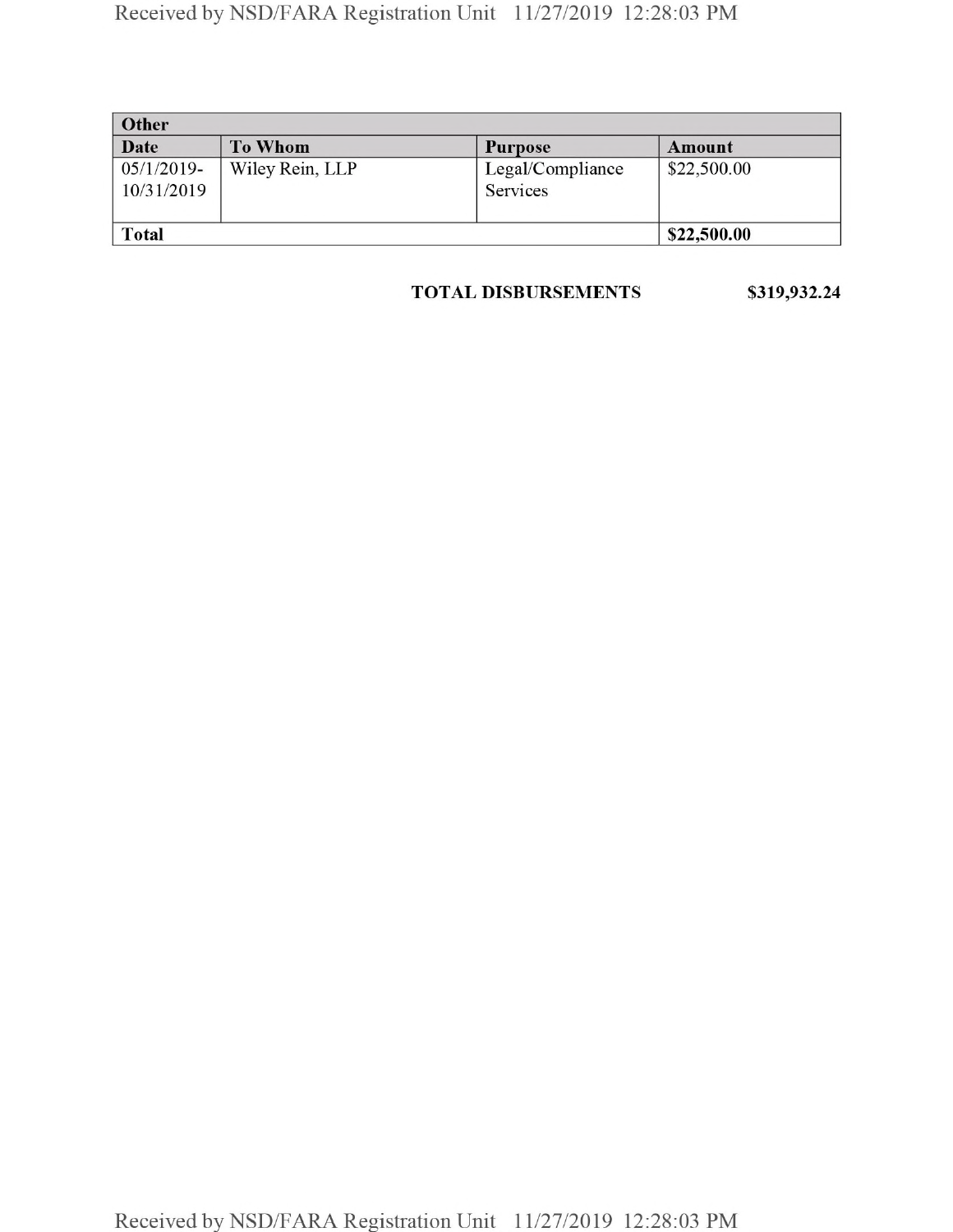| Other | | | |
|---|---|---|---|
| **Date** | **To Whom** | **Purpose** | **Amount** |
| 05/1/2019-10/31/2019 | Wiley Rein, LLP | Legal/Compliance Services | $22,500.00 |
| **Total** | | | **$22,500.00** |

**TOTAL DISBURSEMENTS** **$319,932.24**